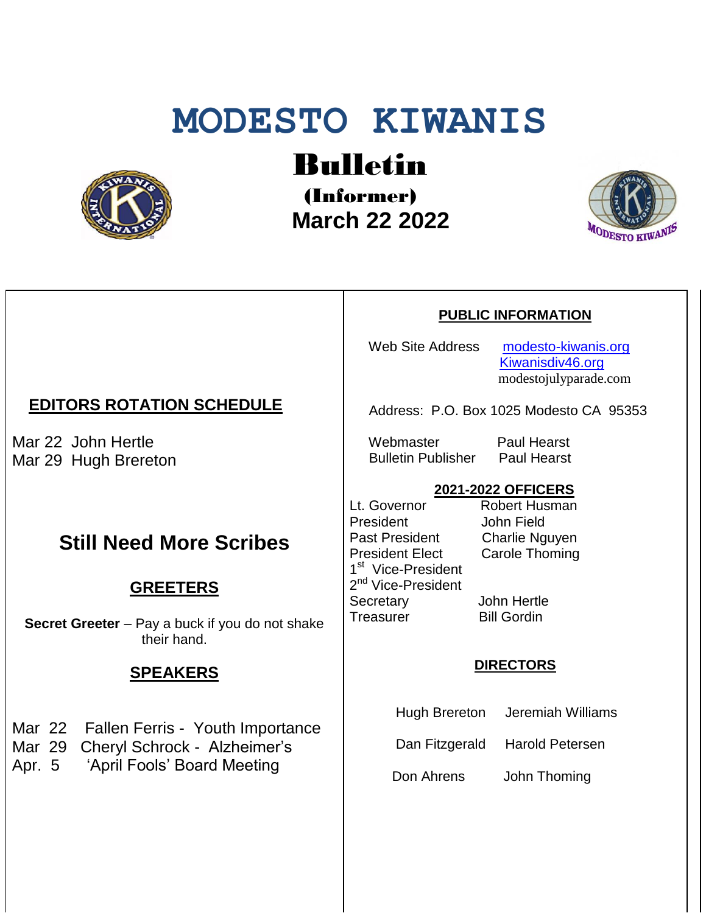# MODESTO KIWANIS

## Bulletin

**(Informer)**

**March 22 2022**

### EDITORS ROTATION SCHEDULE

Mar 22 John Hertle
Mar 29 Hugh Brereton

## Still Need More Scribes

### GREETERS

**Secret Greeter** – Pay a buck if you do not shake their hand.

### SPEAKERS

Mar 22 Fallen Ferris - Youth Importance
Mar 29 Cheryl Schrock - Alzheimer's
Apr. 5 'April Fools' Board Meeting

### PUBLIC INFORMATION

Web Site Address modesto-kiwanis.org
Kiwanisdiv46.org
modestojulyparade.com

Address: P.O. Box 1025 Modesto CA 95353

Webmaster Paul Hearst
Bulletin Publisher Paul Hearst

### 2021-2022 OFFICERS

| | |
|---|---|
| Lt. Governor | Robert Husman |
| President | John Field |
| Past President | Charlie Nguyen |
| President Elect | Carole Thoming |
| 1st Vice-President | |
| 2nd Vice-President | |
| Secretary | John Hertle |
| Treasurer | Bill Gordin |

### DIRECTORS

| | |
|---|---|
| Hugh Brereton | Jeremiah Williams |
| Dan Fitzgerald | Harold Petersen |
| Don Ahrens | John Thoming |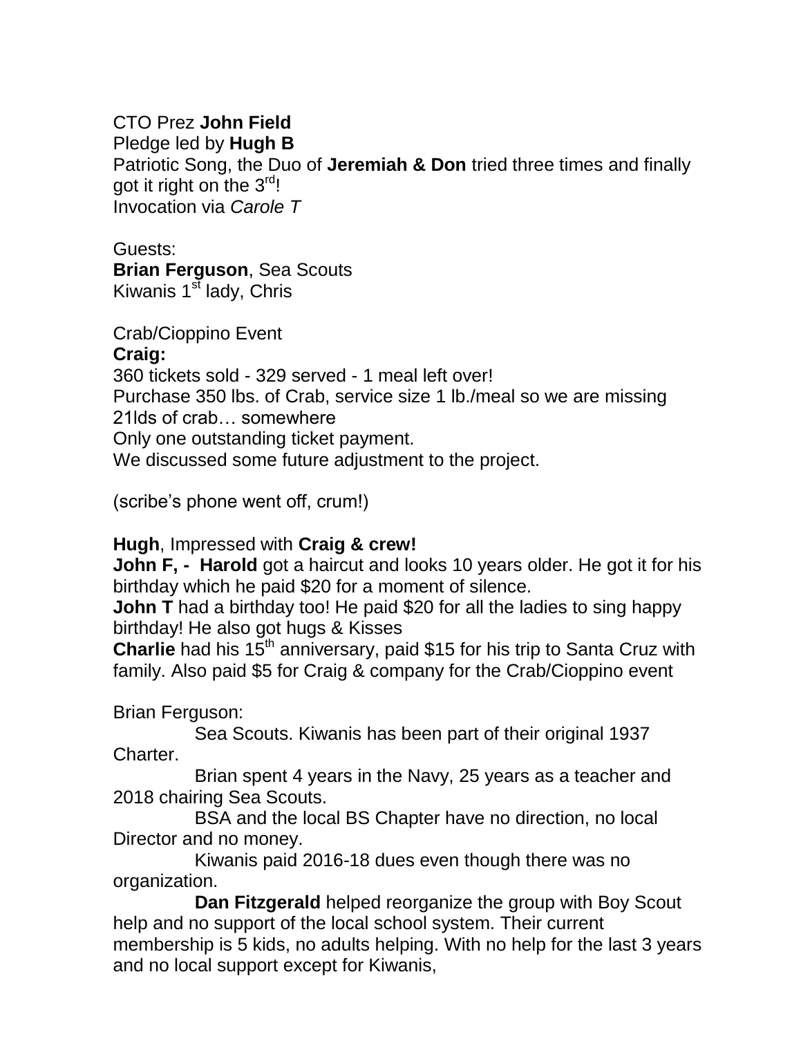CTO Prez **John Field**
Pledge led by **Hugh B**
Patriotic Song, the Duo of **Jeremiah & Don** tried three times and finally got it right on the 3rd!
Invocation via *Carole T*

Guests:
**Brian Ferguson**, Sea Scouts
Kiwanis 1st lady, Chris

Crab/Cioppino Event
**Craig:**
360 tickets sold - 329 served - 1 meal left over!
Purchase 350 lbs. of Crab, service size 1 lb./meal so we are missing 21lds of crab… somewhere
Only one outstanding ticket payment.
We discussed some future adjustment to the project.

(scribe's phone went off, crum!)

**Hugh**, Impressed with **Craig & crew!**
**John F, - Harold** got a haircut and looks 10 years older. He got it for his birthday which he paid $20 for a moment of silence.
**John T** had a birthday too! He paid $20 for all the ladies to sing happy birthday! He also got hugs & Kisses
**Charlie** had his 15th anniversary, paid $15 for his trip to Santa Cruz with family. Also paid $5 for Craig & company for the Crab/Cioppino event

Brian Ferguson:

Sea Scouts. Kiwanis has been part of their original 1937 Charter.

Brian spent 4 years in the Navy, 25 years as a teacher and 2018 chairing Sea Scouts.

BSA and the local BS Chapter have no direction, no local Director and no money.

Kiwanis paid 2016-18 dues even though there was no organization.

**Dan Fitzgerald** helped reorganize the group with Boy Scout help and no support of the local school system. Their current membership is 5 kids, no adults helping. With no help for the last 3 years and no local support except for Kiwanis,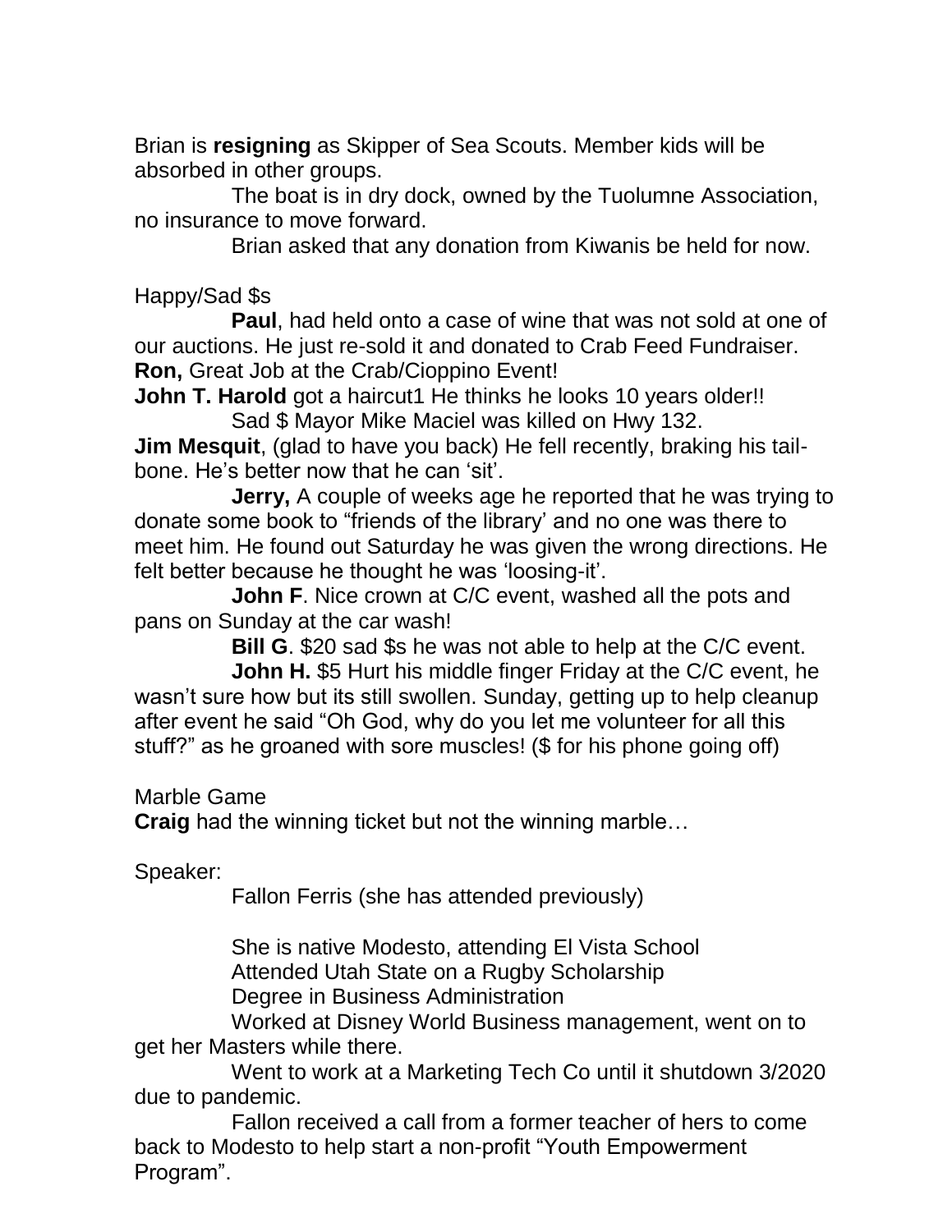Brian is **resigning** as Skipper of Sea Scouts. Member kids will be absorbed in other groups.

The boat is in dry dock, owned by the Tuolumne Association, no insurance to move forward.

Brian asked that any donation from Kiwanis be held for now.

Happy/Sad $s

**Paul**, had held onto a case of wine that was not sold at one of our auctions. He just re-sold it and donated to Crab Feed Fundraiser.

**Ron,** Great Job at the Crab/Cioppino Event!

**John T. Harold** got a haircut1 He thinks he looks 10 years older!!

Sad $ Mayor Mike Maciel was killed on Hwy 132.

**Jim Mesquit**, (glad to have you back) He fell recently, braking his tail-bone. He's better now that he can 'sit'.

**Jerry,** A couple of weeks age he reported that he was trying to donate some book to "friends of the library' and no one was there to meet him. He found out Saturday he was given the wrong directions. He felt better because he thought he was 'loosing-it'.

**John F**. Nice crown at C/C event, washed all the pots and pans on Sunday at the car wash!

**Bill G**. $20 sad $s he was not able to help at the C/C event.

**John H.** $5 Hurt his middle finger Friday at the C/C event, he wasn't sure how but its still swollen. Sunday, getting up to help cleanup after event he said "Oh God, why do you let me volunteer for all this stuff?" as he groaned with sore muscles! ($ for his phone going off)

Marble Game

**Craig** had the winning ticket but not the winning marble…

Speaker:

Fallon Ferris (she has attended previously)

She is native Modesto, attending El Vista School

Attended Utah State on a Rugby Scholarship

Degree in Business Administration

Worked at Disney World Business management, went on to get her Masters while there.

Went to work at a Marketing Tech Co until it shutdown 3/2020 due to pandemic.

Fallon received a call from a former teacher of hers to come back to Modesto to help start a non-profit "Youth Empowerment Program".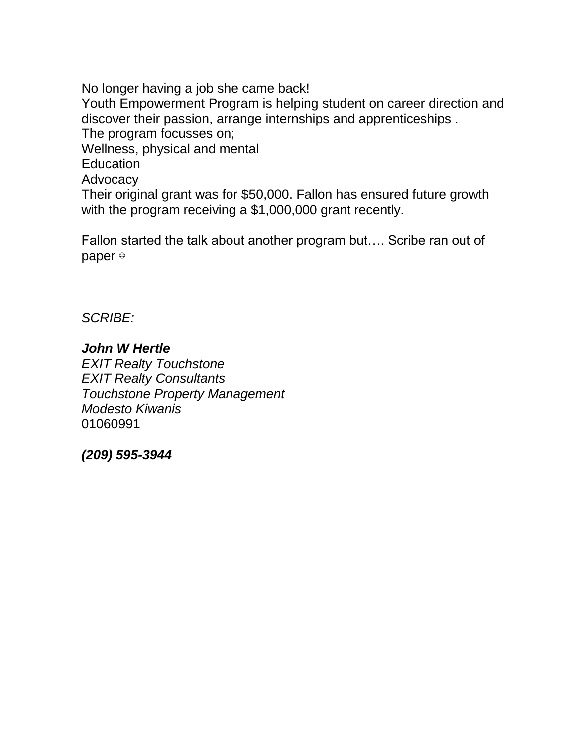No longer having a job she came back!
Youth Empowerment Program is helping student on career direction and discover their passion, arrange internships and apprenticeships .
The program focusses on;
Wellness, physical and mental
Education
Advocacy
Their original grant was for $50,000. Fallon has ensured future growth with the program receiving a $1,000,000 grant recently.

Fallon started the talk about another program but…. Scribe ran out of paper ☹

*SCRIBE:*

***John W Hertle***
*EXIT Realty Touchstone*
*EXIT Realty Consultants*
*Touchstone Property Management*
*Modesto Kiwanis*
01060991

***(209) 595-3944***